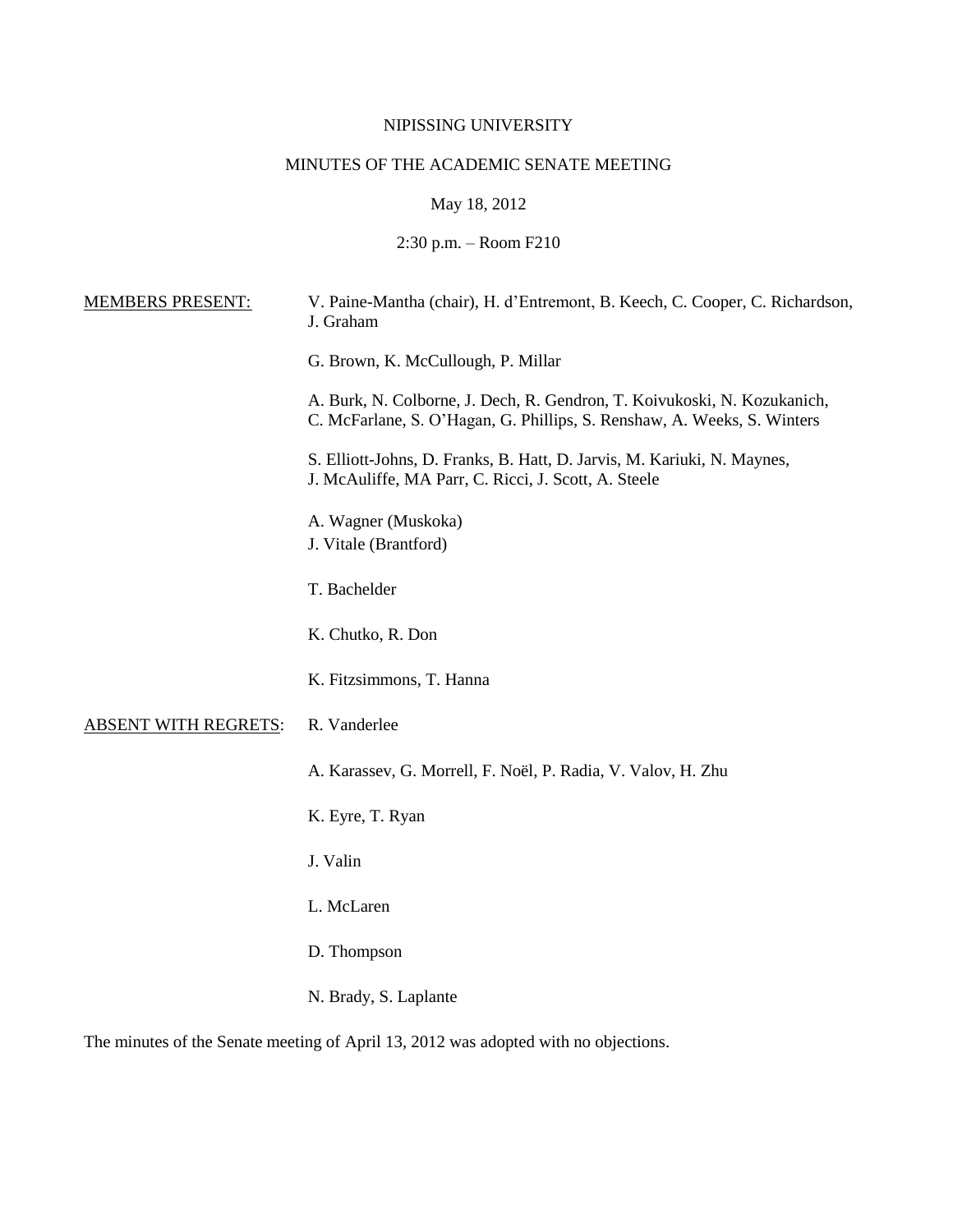NIPISSING UNIVERSITY

MINUTES OF THE ACADEMIC SENATE MEETING

May 18, 2012

2:30 p.m. – Room F210

MEMBERS PRESENT: V. Paine-Mantha (chair), H. d'Entremont, B. Keech, C. Cooper, C. Richardson, J. Graham

G. Brown, K. McCullough, P. Millar

A. Burk, N. Colborne, J. Dech, R. Gendron, T. Koivukoski, N. Kozukanich, C. McFarlane, S. O'Hagan, G. Phillips, S. Renshaw, A. Weeks, S. Winters

S. Elliott-Johns, D. Franks, B. Hatt, D. Jarvis, M. Kariuki, N. Maynes, J. McAuliffe, MA Parr, C. Ricci, J. Scott, A. Steele

A. Wagner (Muskoka)
J. Vitale (Brantford)

T. Bachelder

K. Chutko, R. Don

K. Fitzsimmons, T. Hanna

ABSENT WITH REGRETS: R. Vanderlee

A. Karassev, G. Morrell, F. Noël, P. Radia, V. Valov, H. Zhu

K. Eyre, T. Ryan

J. Valin

L. McLaren

D. Thompson

N. Brady, S. Laplante

The minutes of the Senate meeting of April 13, 2012 was adopted with no objections.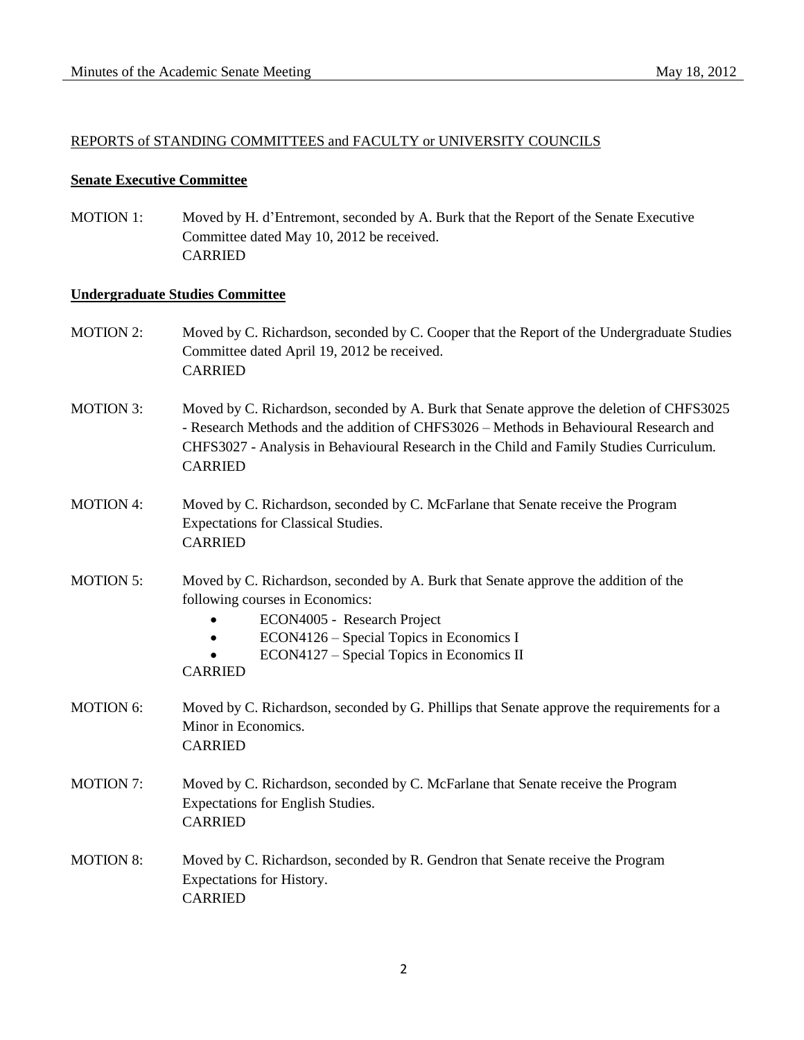REPORTS of STANDING COMMITTEES and FACULTY or UNIVERSITY COUNCILS

**Senate Executive Committee**

MOTION 1: Moved by H. d'Entremont, seconded by A. Burk that the Report of the Senate Executive Committee dated May 10, 2012 be received.
CARRIED

**Undergraduate Studies Committee**

MOTION 2: Moved by C. Richardson, seconded by C. Cooper that the Report of the Undergraduate Studies Committee dated April 19, 2012 be received.
CARRIED

MOTION 3: Moved by C. Richardson, seconded by A. Burk that Senate approve the deletion of CHFS3025 - Research Methods and the addition of CHFS3026 – Methods in Behavioural Research and CHFS3027 - Analysis in Behavioural Research in the Child and Family Studies Curriculum.
CARRIED

MOTION 4: Moved by C. Richardson, seconded by C. McFarlane that Senate receive the Program Expectations for Classical Studies.
CARRIED

MOTION 5: Moved by C. Richardson, seconded by A. Burk that Senate approve the addition of the following courses in Economics:

- ECON4005 - Research Project
- ECON4126 – Special Topics in Economics I
- ECON4127 – Special Topics in Economics II

CARRIED

MOTION 6: Moved by C. Richardson, seconded by G. Phillips that Senate approve the requirements for a Minor in Economics.
CARRIED

MOTION 7: Moved by C. Richardson, seconded by C. McFarlane that Senate receive the Program Expectations for English Studies.
CARRIED

MOTION 8: Moved by C. Richardson, seconded by R. Gendron that Senate receive the Program Expectations for History.
CARRIED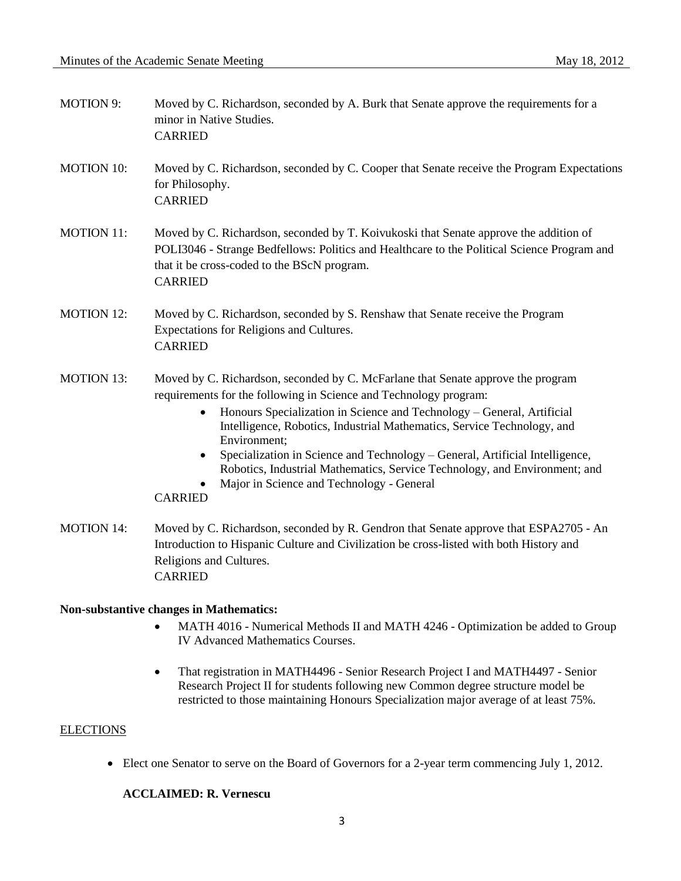MOTION 9: Moved by C. Richardson, seconded by A. Burk that Senate approve the requirements for a minor in Native Studies.
CARRIED

MOTION 10: Moved by C. Richardson, seconded by C. Cooper that Senate receive the Program Expectations for Philosophy.
CARRIED

MOTION 11: Moved by C. Richardson, seconded by T. Koivukoski that Senate approve the addition of POLI3046 - Strange Bedfellows: Politics and Healthcare to the Political Science Program and that it be cross-coded to the BScN program.
CARRIED

MOTION 12: Moved by C. Richardson, seconded by S. Renshaw that Senate receive the Program Expectations for Religions and Cultures.
CARRIED

MOTION 13: Moved by C. Richardson, seconded by C. McFarlane that Senate approve the program requirements for the following in Science and Technology program:

- Honours Specialization in Science and Technology – General, Artificial Intelligence, Robotics, Industrial Mathematics, Service Technology, and Environment;
- Specialization in Science and Technology – General, Artificial Intelligence, Robotics, Industrial Mathematics, Service Technology, and Environment; and
- Major in Science and Technology - General

CARRIED

MOTION 14: Moved by C. Richardson, seconded by R. Gendron that Senate approve that ESPA2705 - An Introduction to Hispanic Culture and Civilization be cross-listed with both History and Religions and Cultures.
CARRIED

**Non-substantive changes in Mathematics:**

- MATH 4016 - Numerical Methods II and MATH 4246 - Optimization be added to Group IV Advanced Mathematics Courses.
- That registration in MATH4496 - Senior Research Project I and MATH4497 - Senior Research Project II for students following new Common degree structure model be restricted to those maintaining Honours Specialization major average of at least 75%.

ELECTIONS

- Elect one Senator to serve on the Board of Governors for a 2-year term commencing July 1, 2012.

**ACCLAIMED: R. Vernescu**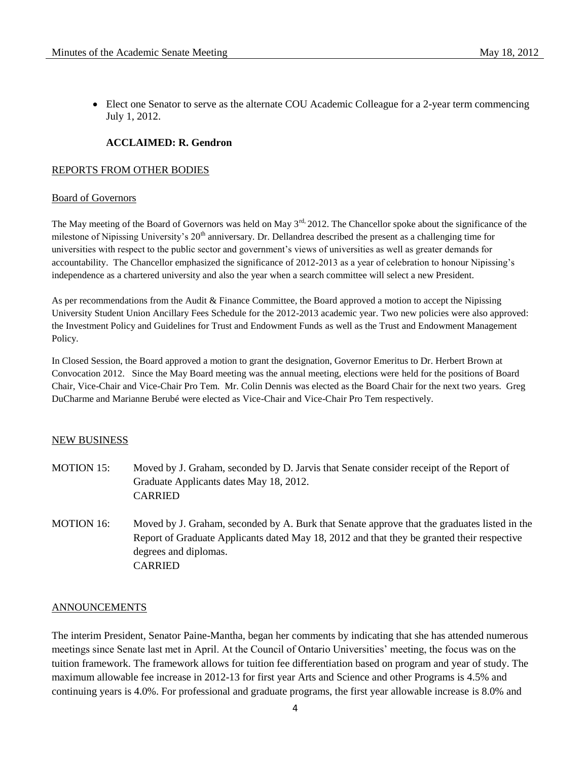- Elect one Senator to serve as the alternate COU Academic Colleague for a 2-year term commencing July 1, 2012.

  **ACCLAIMED: R. Gendron**

REPORTS FROM OTHER BODIES

Board of Governors

The May meeting of the Board of Governors was held on May 3rd, 2012. The Chancellor spoke about the significance of the milestone of Nipissing University's 20th anniversary. Dr. Dellandrea described the present as a challenging time for universities with respect to the public sector and government's views of universities as well as greater demands for accountability. The Chancellor emphasized the significance of 2012-2013 as a year of celebration to honour Nipissing's independence as a chartered university and also the year when a search committee will select a new President.

As per recommendations from the Audit & Finance Committee, the Board approved a motion to accept the Nipissing University Student Union Ancillary Fees Schedule for the 2012-2013 academic year. Two new policies were also approved: the Investment Policy and Guidelines for Trust and Endowment Funds as well as the Trust and Endowment Management Policy.

In Closed Session, the Board approved a motion to grant the designation, Governor Emeritus to Dr. Herbert Brown at Convocation 2012. Since the May Board meeting was the annual meeting, elections were held for the positions of Board Chair, Vice-Chair and Vice-Chair Pro Tem. Mr. Colin Dennis was elected as the Board Chair for the next two years. Greg DuCharme and Marianne Berubé were elected as Vice-Chair and Vice-Chair Pro Tem respectively.

NEW BUSINESS

MOTION 15: Moved by J. Graham, seconded by D. Jarvis that Senate consider receipt of the Report of Graduate Applicants dates May 18, 2012.
CARRIED

MOTION 16: Moved by J. Graham, seconded by A. Burk that Senate approve that the graduates listed in the Report of Graduate Applicants dated May 18, 2012 and that they be granted their respective degrees and diplomas.
CARRIED

ANNOUNCEMENTS

The interim President, Senator Paine-Mantha, began her comments by indicating that she has attended numerous meetings since Senate last met in April. At the Council of Ontario Universities' meeting, the focus was on the tuition framework. The framework allows for tuition fee differentiation based on program and year of study. The maximum allowable fee increase in 2012-13 for first year Arts and Science and other Programs is 4.5% and continuing years is 4.0%. For professional and graduate programs, the first year allowable increase is 8.0% and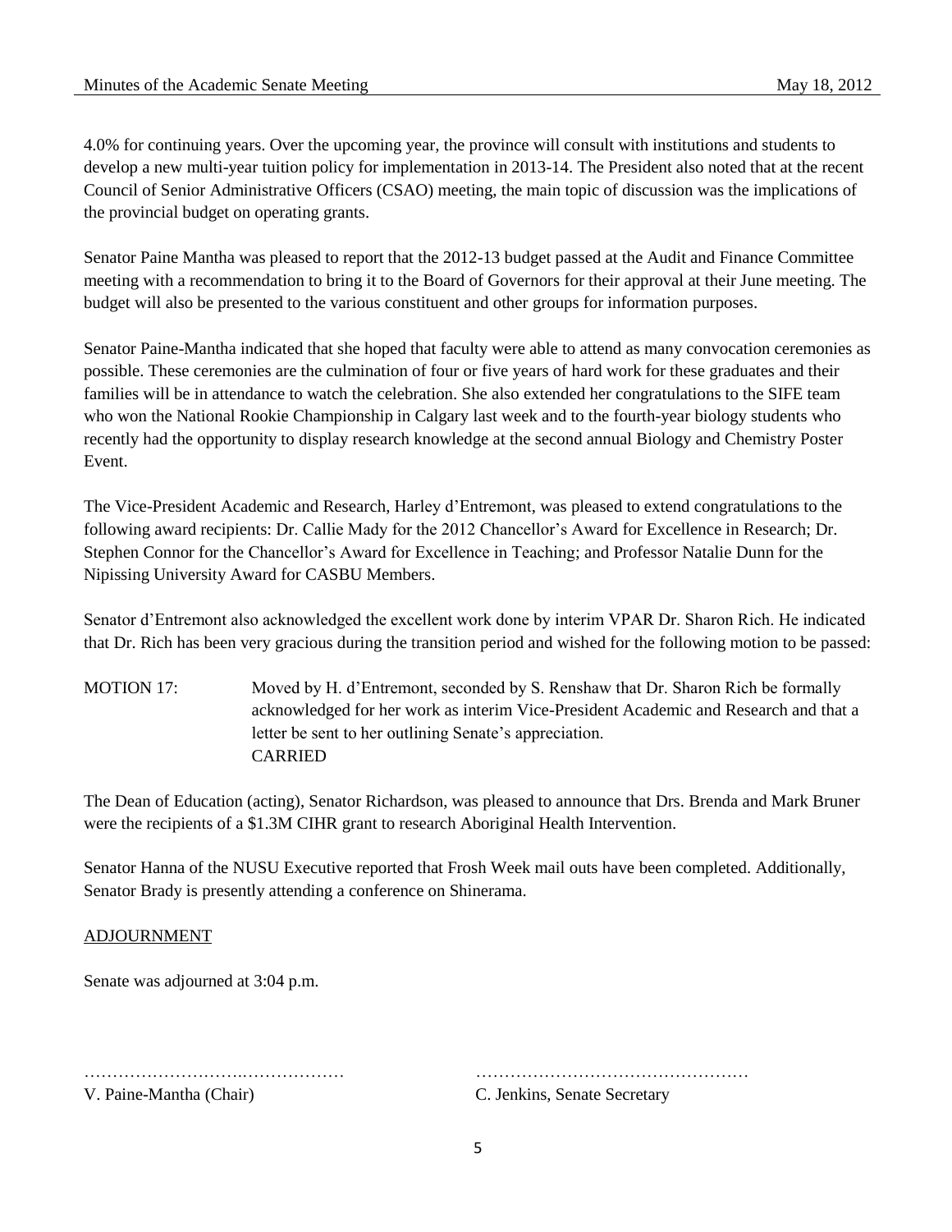4.0% for continuing years. Over the upcoming year, the province will consult with institutions and students to develop a new multi-year tuition policy for implementation in 2013-14. The President also noted that at the recent Council of Senior Administrative Officers (CSAO) meeting, the main topic of discussion was the implications of the provincial budget on operating grants.

Senator Paine Mantha was pleased to report that the 2012-13 budget passed at the Audit and Finance Committee meeting with a recommendation to bring it to the Board of Governors for their approval at their June meeting. The budget will also be presented to the various constituent and other groups for information purposes.

Senator Paine-Mantha indicated that she hoped that faculty were able to attend as many convocation ceremonies as possible. These ceremonies are the culmination of four or five years of hard work for these graduates and their families will be in attendance to watch the celebration. She also extended her congratulations to the SIFE team who won the National Rookie Championship in Calgary last week and to the fourth-year biology students who recently had the opportunity to display research knowledge at the second annual Biology and Chemistry Poster Event.

The Vice-President Academic and Research, Harley d'Entremont, was pleased to extend congratulations to the following award recipients: Dr. Callie Mady for the 2012 Chancellor's Award for Excellence in Research; Dr. Stephen Connor for the Chancellor's Award for Excellence in Teaching; and Professor Natalie Dunn for the Nipissing University Award for CASBU Members.

Senator d'Entremont also acknowledged the excellent work done by interim VPAR Dr. Sharon Rich. He indicated that Dr. Rich has been very gracious during the transition period and wished for the following motion to be passed:

MOTION 17: Moved by H. d'Entremont, seconded by S. Renshaw that Dr. Sharon Rich be formally acknowledged for her work as interim Vice-President Academic and Research and that a letter be sent to her outlining Senate's appreciation.
CARRIED

The Dean of Education (acting), Senator Richardson, was pleased to announce that Drs. Brenda and Mark Bruner were the recipients of a $1.3M CIHR grant to research Aboriginal Health Intervention.

Senator Hanna of the NUSU Executive reported that Frosh Week mail outs have been completed. Additionally, Senator Brady is presently attending a conference on Shinerama.

ADJOURNMENT

Senate was adjourned at 3:04 p.m.

……………………………………… ……………………………………………
V. Paine-Mantha (Chair) C. Jenkins, Senate Secretary